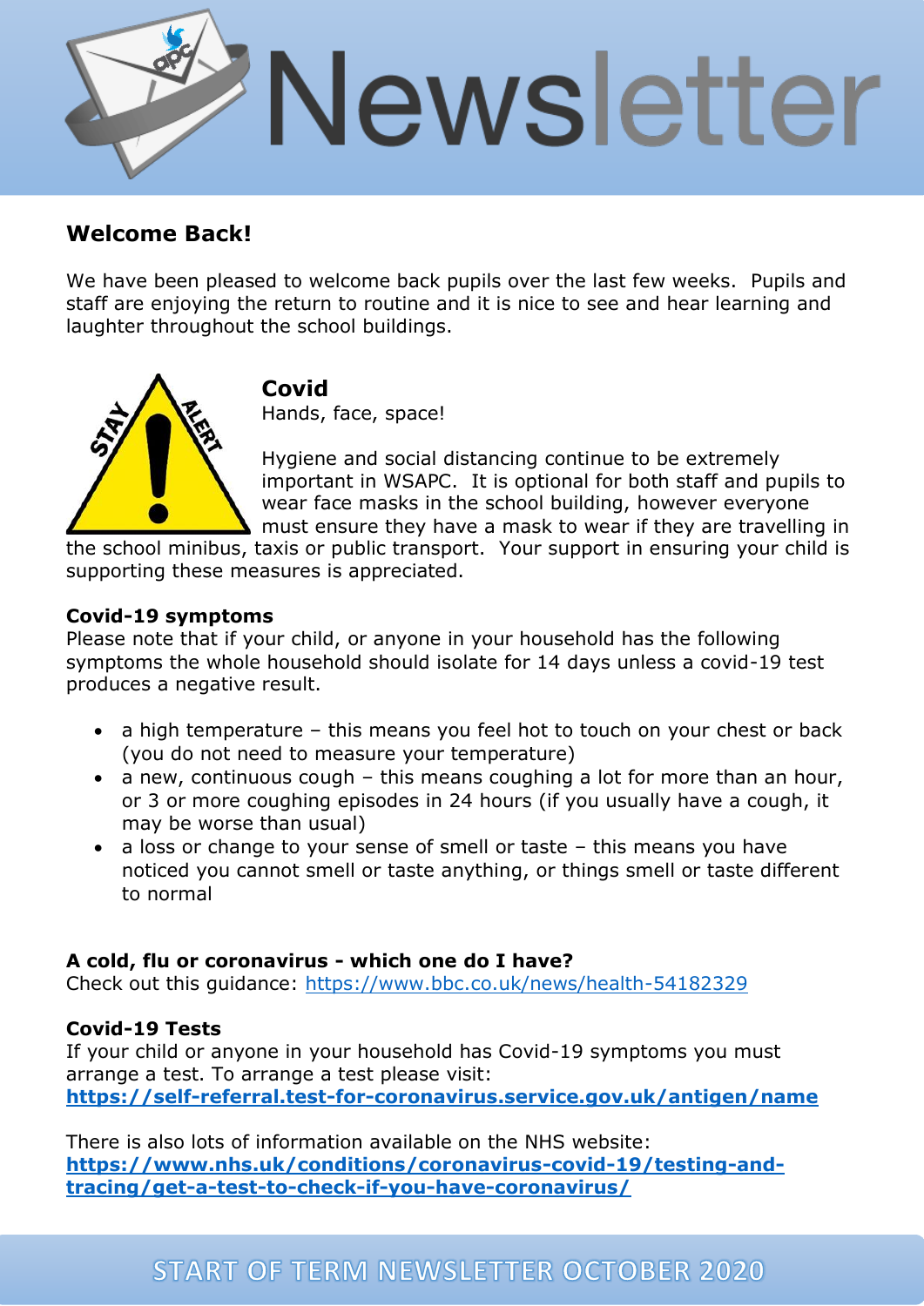# Newsletter

## Welcome Back!

We have been pleased to welcome back pupils over the last few weeks. Pupils and staff are enjoying the return to routine and it is nice to see and hear learning and laughter throughout the school buildings.

## Covid

Hands, face, space!

Hygiene and social distancing continue to be extremely important in WSAPC. It is optional for both staff and pupils to wear face masks in the school building, however everyone must ensure they have a mask to wear if they are travelling in the school minibus, taxis or public transport. Your support in ensuring your child is supporting these measures is appreciated.

**Covid-19 symptoms**

Please note that if your child, or anyone in your household has the following symptoms the whole household should isolate for 14 days unless a covid-19 test produces a negative result.

- a high temperature – this means you feel hot to touch on your chest or back (you do not need to measure your temperature)
- a new, continuous cough – this means coughing a lot for more than an hour, or 3 or more coughing episodes in 24 hours (if you usually have a cough, it may be worse than usual)
- a loss or change to your sense of smell or taste – this means you have noticed you cannot smell or taste anything, or things smell or taste different to normal

**A cold, flu or coronavirus - which one do I have?**

Check out this guidance: https://www.bbc.co.uk/news/health-54182329

**Covid-19 Tests**

If your child or anyone in your household has Covid-19 symptoms you must arrange a test. To arrange a test please visit:
**https://self-referral.test-for-coronavirus.service.gov.uk/antigen/name**

There is also lots of information available on the NHS website:
**https://www.nhs.uk/conditions/coronavirus-covid-19/testing-and-tracing/get-a-test-to-check-if-you-have-coronavirus/**

START OF TERM NEWSLETTER OCTOBER 2020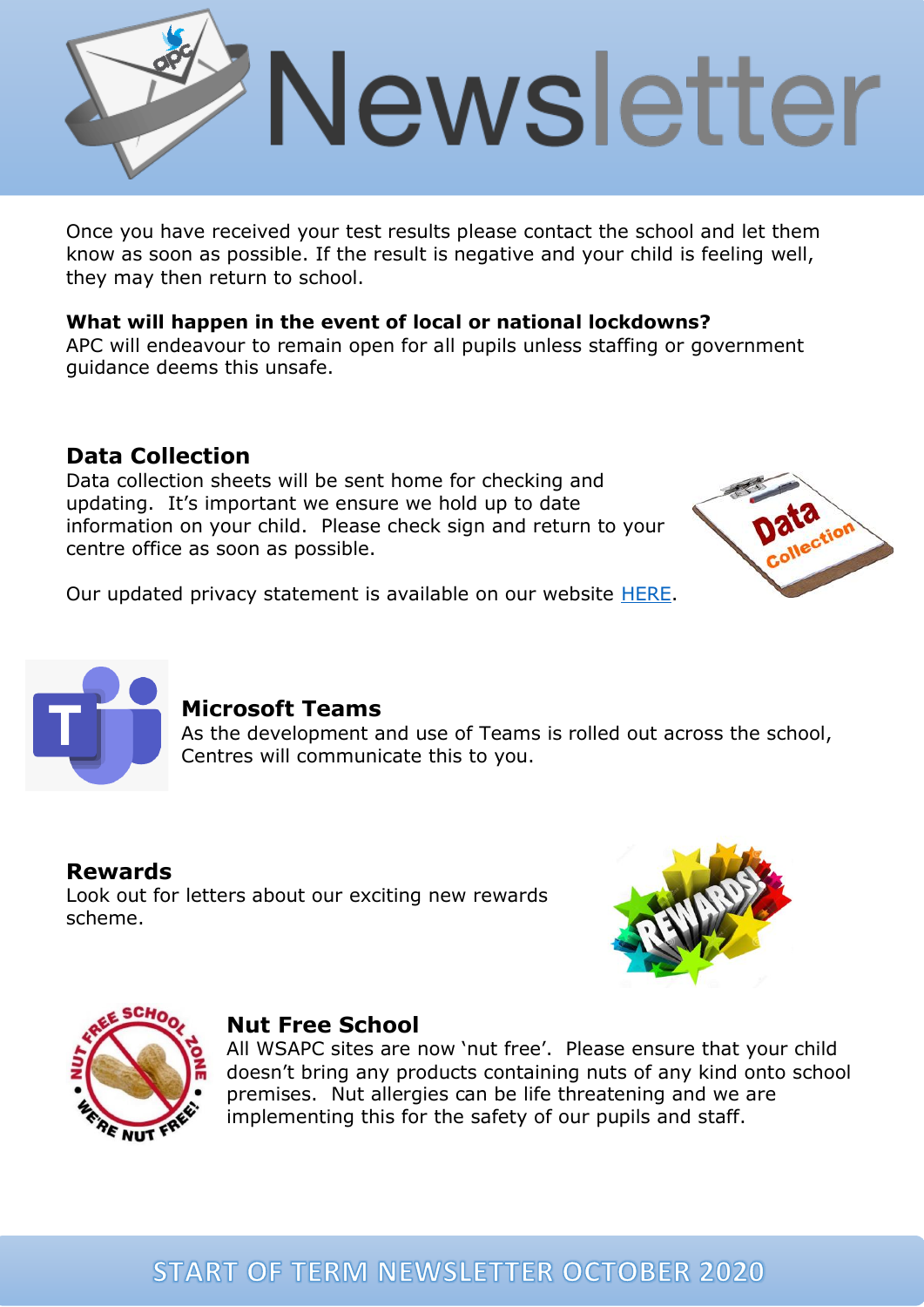Once you have received your test results please contact the school and let them know as soon as possible. If the result is negative and your child is feeling well, they may then return to school.

**What will happen in the event of local or national lockdowns?**
APC will endeavour to remain open for all pupils unless staffing or government guidance deems this unsafe.

## Data Collection

Data collection sheets will be sent home for checking and updating. It's important we ensure we hold up to date information on your child. Please check sign and return to your centre office as soon as possible.

Our updated privacy statement is available on our website HERE.

## Microsoft Teams

As the development and use of Teams is rolled out across the school, Centres will communicate this to you.

## Rewards

Look out for letters about our exciting new rewards scheme.

## Nut Free School

All WSAPC sites are now 'nut free'. Please ensure that your child doesn't bring any products containing nuts of any kind onto school premises. Nut allergies can be life threatening and we are implementing this for the safety of our pupils and staff.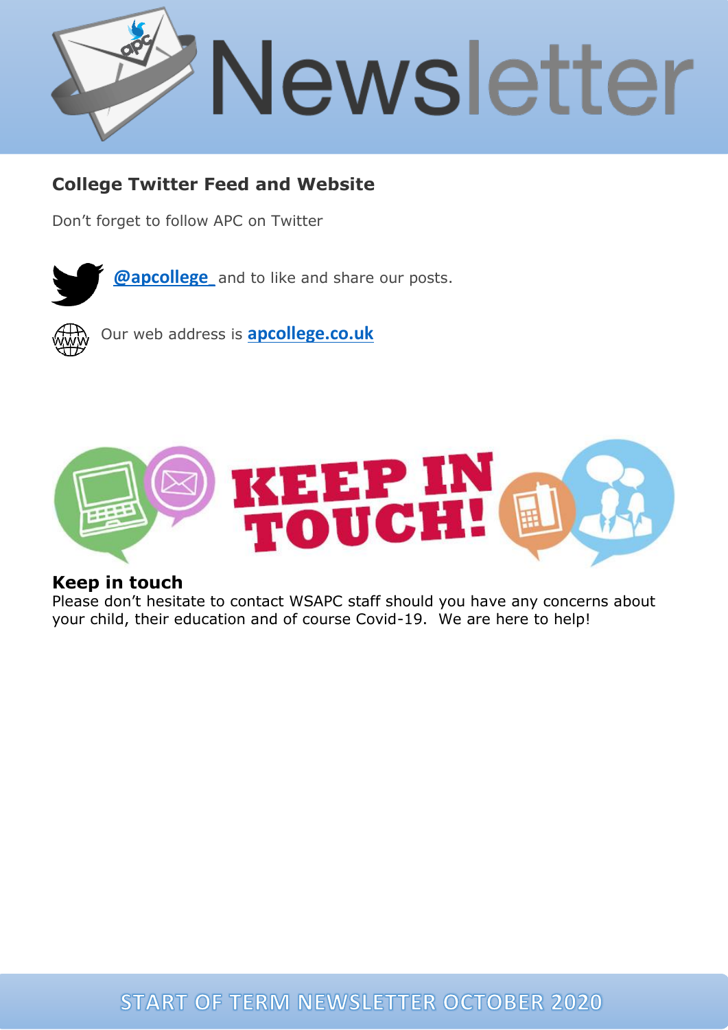## College Twitter Feed and Website

Don't forget to follow APC on Twitter

@apcollege and to like and share our posts.

Our web address is apcollege.co.uk

KEEP IN TOUCH!

### Keep in touch

Please don't hesitate to contact WSAPC staff should you have any concerns about your child, their education and of course Covid-19. We are here to help!